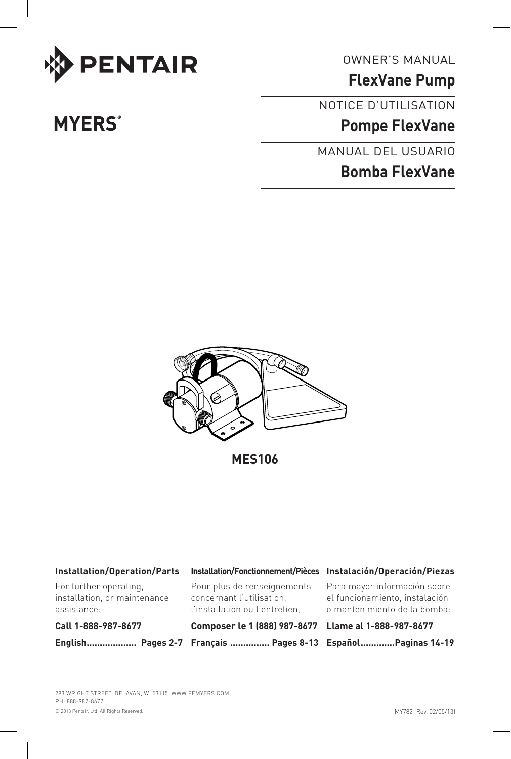PENTAIR

MYERS®

OWNER'S MANUAL

# FlexVane Pump

NOTICE D'UTILISATION

# Pompe FlexVane

MANUAL DEL USUARIO

# Bomba FlexVane

**MES106**

**Installation/Operation/Parts**

For further operating, installation, or maintenance assistance:

**Call 1-888-987-8677**

**English................... Pages 2-7**

**Installation/Fonctionnement/Pièces**

Pour plus de renseignements concernant l'utilisation, l'installation ou l'entretien,

**Composer le 1 (888) 987-8677**

**Français ............... Pages 8-13**

**Instalación/Operación/Piezas**

Para mayor información sobre el funcionamiento, instalación o mantenimiento de la bomba:

**Llame al 1-888-987-8677**

**Español.............Paginas 14-19**

293 WRIGHT STREET, DELAVAN, WI 53115 WWW.FEMYERS.COM
PH: 888-987-8677

© 2013 Pentair, Ltd. All Rights Reserved.

MY782 (Rev. 02/05/13)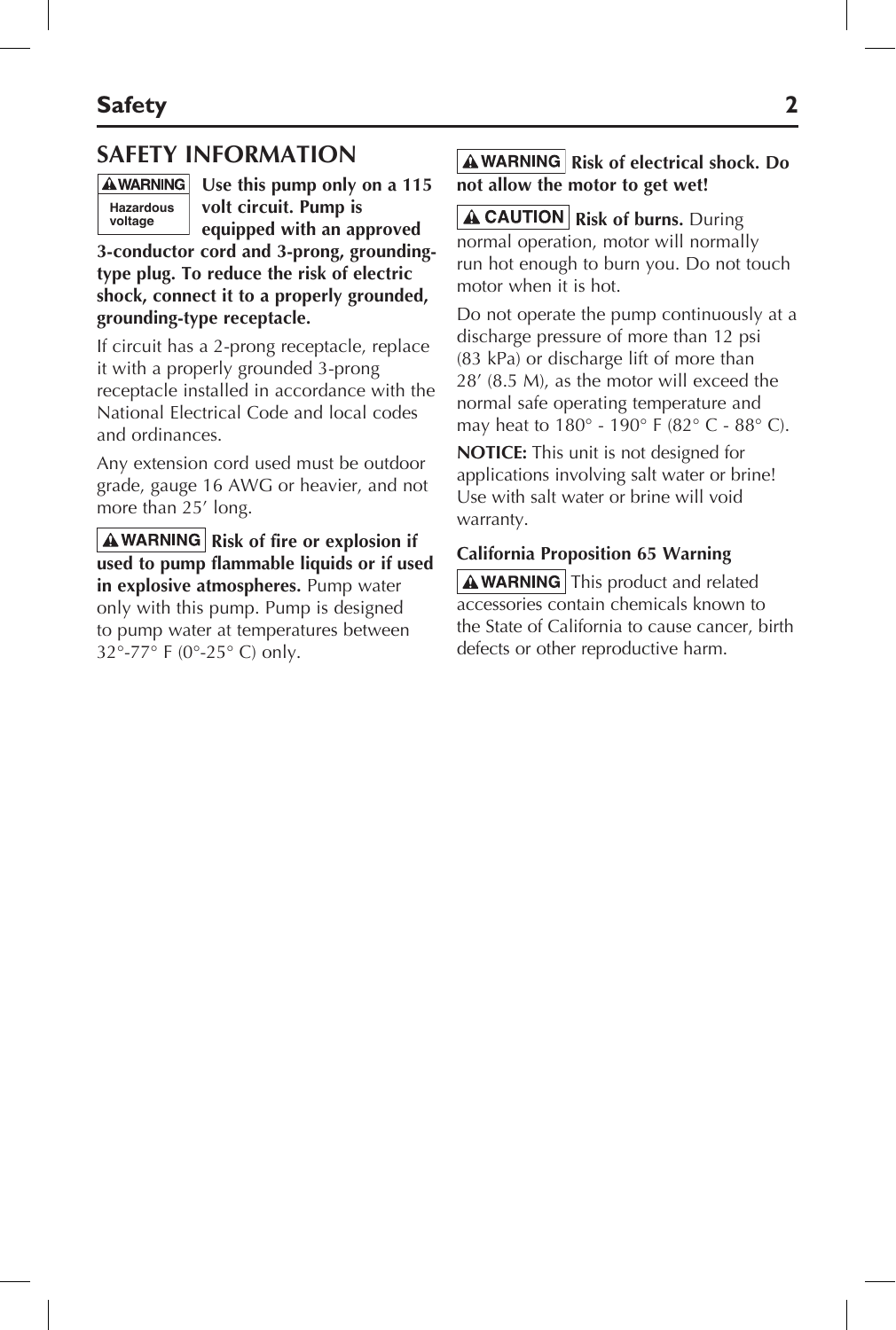## SAFETY INFORMATION

**WARNING** Hazardous voltage **Use this pump only on a 115 volt circuit. Pump is equipped with an approved 3-conductor cord and 3-prong, grounding-type plug. To reduce the risk of electric shock, connect it to a properly grounded, grounding-type receptacle.**

If circuit has a 2-prong receptacle, replace it with a properly grounded 3-prong receptacle installed in accordance with the National Electrical Code and local codes and ordinances.

Any extension cord used must be outdoor grade, gauge 16 AWG or heavier, and not more than 25′ long.

**WARNING** **Risk of fire or explosion if used to pump flammable liquids or if used in explosive atmospheres.** Pump water only with this pump. Pump is designed to pump water at temperatures between 32°-77° F (0°-25° C) only.

**WARNING** **Risk of electrical shock. Do not allow the motor to get wet!**

**CAUTION** **Risk of burns.** During normal operation, motor will normally run hot enough to burn you. Do not touch motor when it is hot.

Do not operate the pump continuously at a discharge pressure of more than 12 psi (83 kPa) or discharge lift of more than 28′ (8.5 M), as the motor will exceed the normal safe operating temperature and may heat to 180° - 190° F (82° C - 88° C).

**NOTICE:** This unit is not designed for applications involving salt water or brine! Use with salt water or brine will void warranty.

**California Proposition 65 Warning**

**WARNING** This product and related accessories contain chemicals known to the State of California to cause cancer, birth defects or other reproductive harm.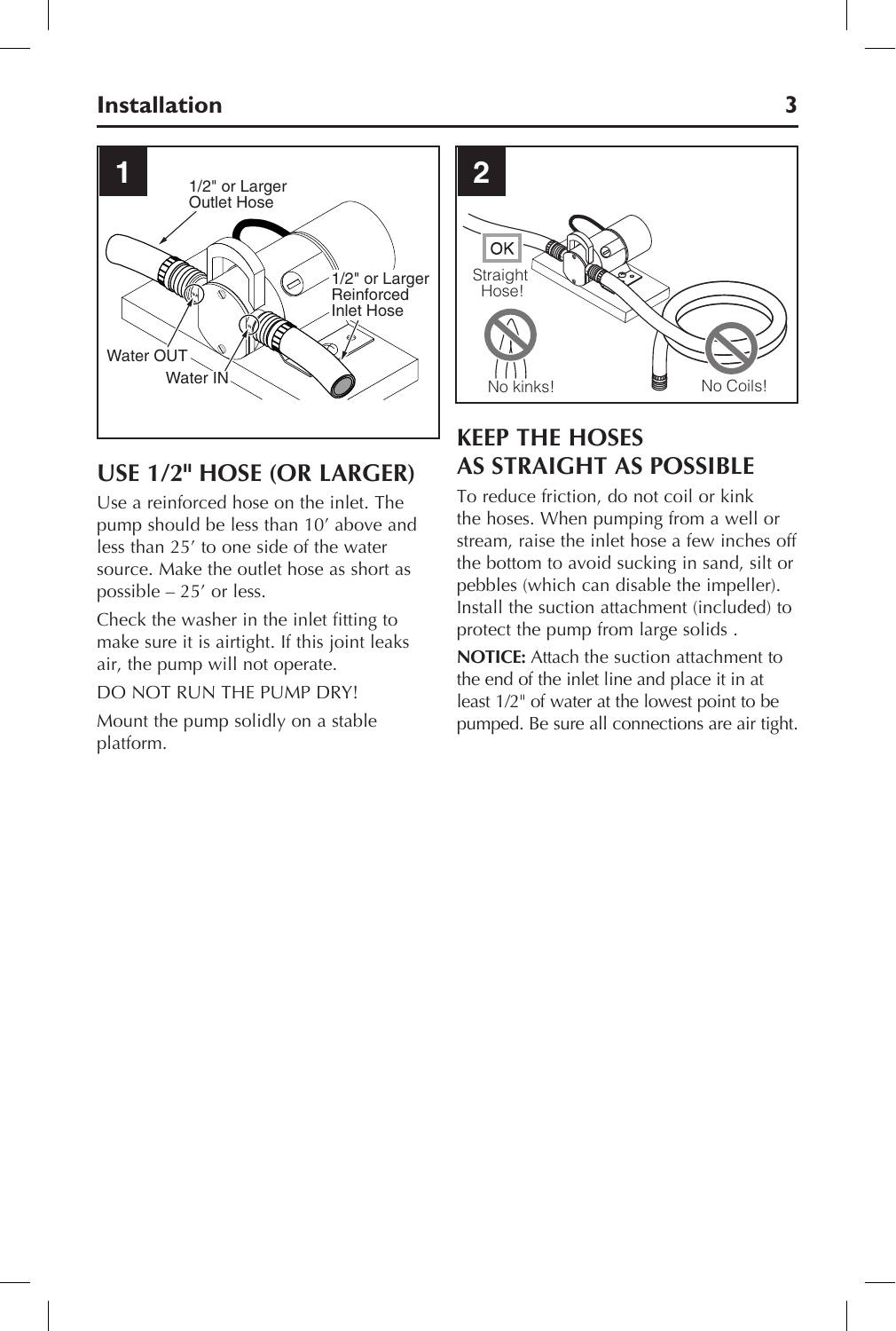## USE 1/2" HOSE (OR LARGER)

Use a reinforced hose on the inlet. The pump should be less than 10′ above and less than 25′ to one side of the water source. Make the outlet hose as short as possible – 25′ or less.

Check the washer in the inlet fitting to make sure it is airtight. If this joint leaks air, the pump will not operate.

DO NOT RUN THE PUMP DRY!

Mount the pump solidly on a stable platform.

## KEEP THE HOSES AS STRAIGHT AS POSSIBLE

To reduce friction, do not coil or kink the hoses. When pumping from a well or stream, raise the inlet hose a few inches off the bottom to avoid sucking in sand, silt or pebbles (which can disable the impeller). Install the suction attachment (included) to protect the pump from large solids .

**NOTICE:** Attach the suction attachment to the end of the inlet line and place it in at least 1/2" of water at the lowest point to be pumped. Be sure all connections are air tight.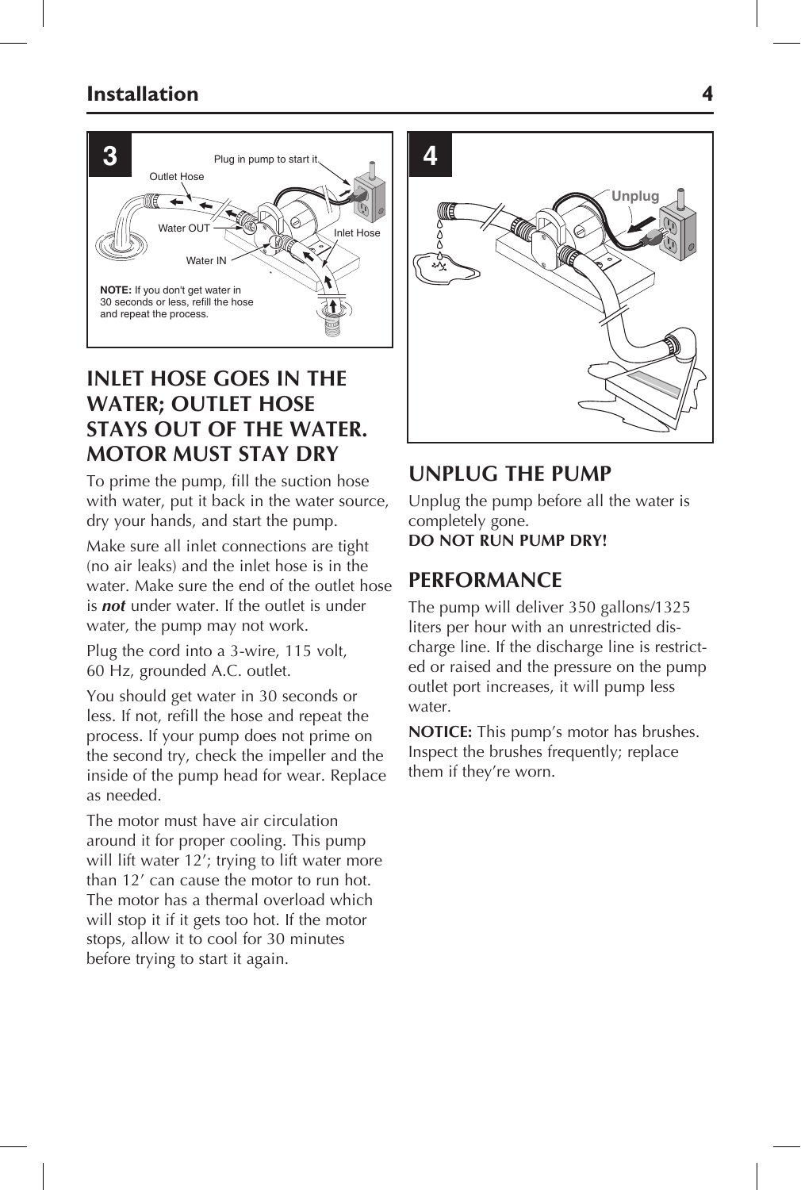## Installation

**3**

Plug in pump to start it

Outlet Hose

Water OUT

Inlet Hose

Water IN

**NOTE:** If you don't get water in 30 seconds or less, refill the hose and repeat the process.

### INLET HOSE GOES IN THE WATER; OUTLET HOSE STAYS OUT OF THE WATER. MOTOR MUST STAY DRY

To prime the pump, fill the suction hose with water, put it back in the water source, dry your hands, and start the pump.

Make sure all inlet connections are tight (no air leaks) and the inlet hose is in the water. Make sure the end of the outlet hose is ***not*** under water. If the outlet is under water, the pump may not work.

Plug the cord into a 3-wire, 115 volt, 60 Hz, grounded A.C. outlet.

You should get water in 30 seconds or less. If not, refill the hose and repeat the process. If your pump does not prime on the second try, check the impeller and the inside of the pump head for wear. Replace as needed.

The motor must have air circulation around it for proper cooling. This pump will lift water 12'; trying to lift water more than 12' can cause the motor to run hot. The motor has a thermal overload which will stop it if it gets too hot. If the motor stops, allow it to cool for 30 minutes before trying to start it again.

**4**

Unplug

### UNPLUG THE PUMP

Unplug the pump before all the water is completely gone.
**DO NOT RUN PUMP DRY!**

### PERFORMANCE

The pump will deliver 350 gallons/1325 liters per hour with an unrestricted discharge line. If the discharge line is restricted or raised and the pressure on the pump outlet port increases, it will pump less water.

**NOTICE:** This pump's motor has brushes. Inspect the brushes frequently; replace them if they're worn.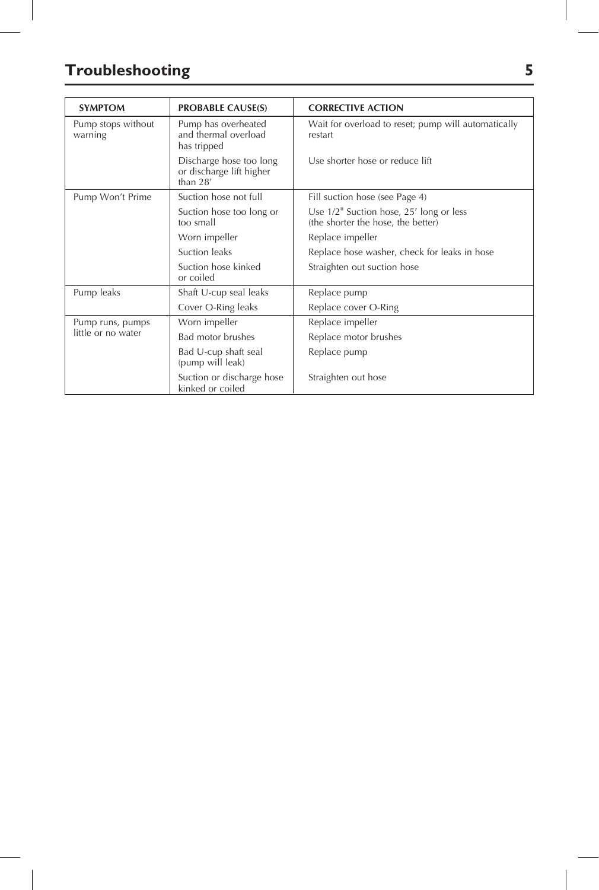## Troubleshooting

| SYMPTOM | PROBABLE CAUSE(S) | CORRECTIVE ACTION |
|---|---|---|
| Pump stops without warning | Pump has overheated and thermal overload has tripped | Wait for overload to reset; pump will automatically restart |
| | Discharge hose too long or discharge lift higher than 28′ | Use shorter hose or reduce lift |
| Pump Won't Prime | Suction hose not full | Fill suction hose (see Page 4) |
| | Suction hose too long or too small | Use 1/2" Suction hose, 25′ long or less (the shorter the hose, the better) |
| | Worn impeller | Replace impeller |
| | Suction leaks | Replace hose washer, check for leaks in hose |
| | Suction hose kinked or coiled | Straighten out suction hose |
| Pump leaks | Shaft U-cup seal leaks | Replace pump |
| | Cover O-Ring leaks | Replace cover O-Ring |
| Pump runs, pumps little or no water | Worn impeller | Replace impeller |
| | Bad motor brushes | Replace motor brushes |
| | Bad U-cup shaft seal (pump will leak) | Replace pump |
| | Suction or discharge hose kinked or coiled | Straighten out hose |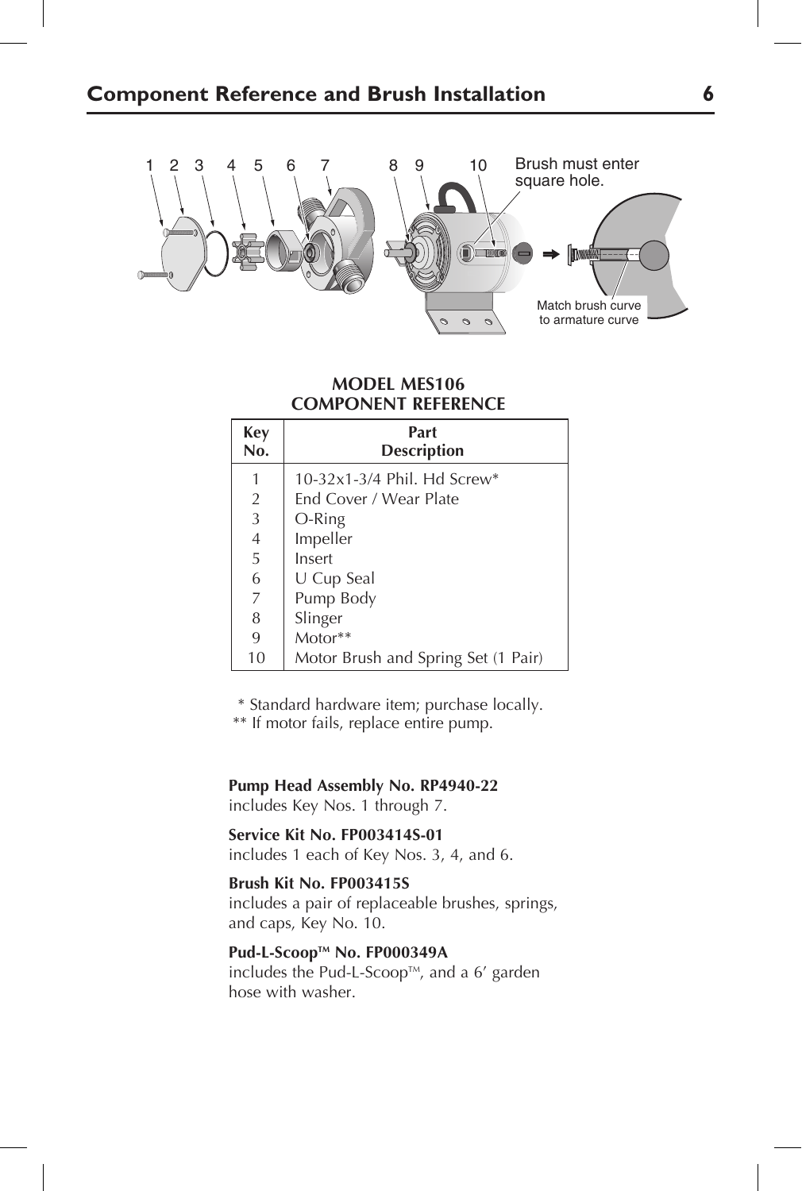## Component Reference and Brush Installation

Brush must enter square hole.

Match brush curve to armature curve

**MODEL MES106**
**COMPONENT REFERENCE**

| Key No. | Part Description |
|---|---|
| 1 | 10-32x1-3/4 Phil. Hd Screw* |
| 2 | End Cover / Wear Plate |
| 3 | O-Ring |
| 4 | Impeller |
| 5 | Insert |
| 6 | U Cup Seal |
| 7 | Pump Body |
| 8 | Slinger |
| 9 | Motor** |
| 10 | Motor Brush and Spring Set (1 Pair) |

\* Standard hardware item; purchase locally.
\*\* If motor fails, replace entire pump.

**Pump Head Assembly No. RP4940-22**
includes Key Nos. 1 through 7.

**Service Kit No. FP003414S-01**
includes 1 each of Key Nos. 3, 4, and 6.

**Brush Kit No. FP003415S**
includes a pair of replaceable brushes, springs, and caps, Key No. 10.

**Pud-L-Scoop™ No. FP000349A**
includes the Pud-L-Scoop™, and a 6′ garden hose with washer.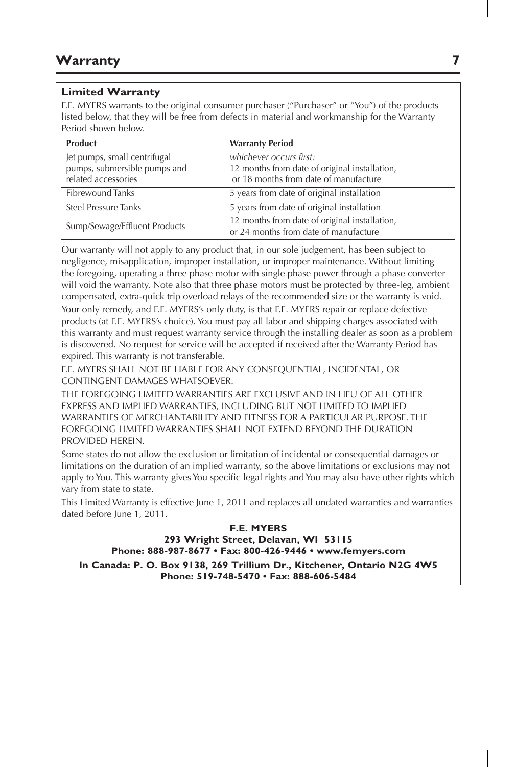# Warranty

### Limited Warranty

F.E. MYERS warrants to the original consumer purchaser ("Purchaser" or "You") of the products listed below, that they will be free from defects in material and workmanship for the Warranty Period shown below.

| Product | Warranty Period |
| --- | --- |
| Jet pumps, small centrifugal pumps, submersible pumps and related accessories | *whichever occurs first:* 12 months from date of original installation, or 18 months from date of manufacture |
| Fibrewound Tanks | 5 years from date of original installation |
| Steel Pressure Tanks | 5 years from date of original installation |
| Sump/Sewage/Effluent Products | 12 months from date of original installation, or 24 months from date of manufacture |

Our warranty will not apply to any product that, in our sole judgement, has been subject to negligence, misapplication, improper installation, or improper maintenance. Without limiting the foregoing, operating a three phase motor with single phase power through a phase converter will void the warranty. Note also that three phase motors must be protected by three-leg, ambient compensated, extra-quick trip overload relays of the recommended size or the warranty is void.

Your only remedy, and F.E. MYERS's only duty, is that F.E. MYERS repair or replace defective products (at F.E. MYERS's choice). You must pay all labor and shipping charges associated with this warranty and must request warranty service through the installing dealer as soon as a problem is discovered. No request for service will be accepted if received after the Warranty Period has expired. This warranty is not transferable.

F.E. MYERS SHALL NOT BE LIABLE FOR ANY CONSEQUENTIAL, INCIDENTAL, OR CONTINGENT DAMAGES WHATSOEVER.

THE FOREGOING LIMITED WARRANTIES ARE EXCLUSIVE AND IN LIEU OF ALL OTHER EXPRESS AND IMPLIED WARRANTIES, INCLUDING BUT NOT LIMITED TO IMPLIED WARRANTIES OF MERCHANTABILITY AND FITNESS FOR A PARTICULAR PURPOSE. THE FOREGOING LIMITED WARRANTIES SHALL NOT EXTEND BEYOND THE DURATION PROVIDED HEREIN.

Some states do not allow the exclusion or limitation of incidental or consequential damages or limitations on the duration of an implied warranty, so the above limitations or exclusions may not apply to You. This warranty gives You specific legal rights and You may also have other rights which vary from state to state.

This Limited Warranty is effective June 1, 2011 and replaces all undated warranties and warranties dated before June 1, 2011.

**F.E. MYERS**
**293 Wright Street, Delavan, WI 53115**
**Phone: 888-987-8677 • Fax: 800-426-9446 • www.femyers.com**

**In Canada: P. O. Box 9138, 269 Trillium Dr., Kitchener, Ontario N2G 4W5**
**Phone: 519-748-5470 • Fax: 888-606-5484**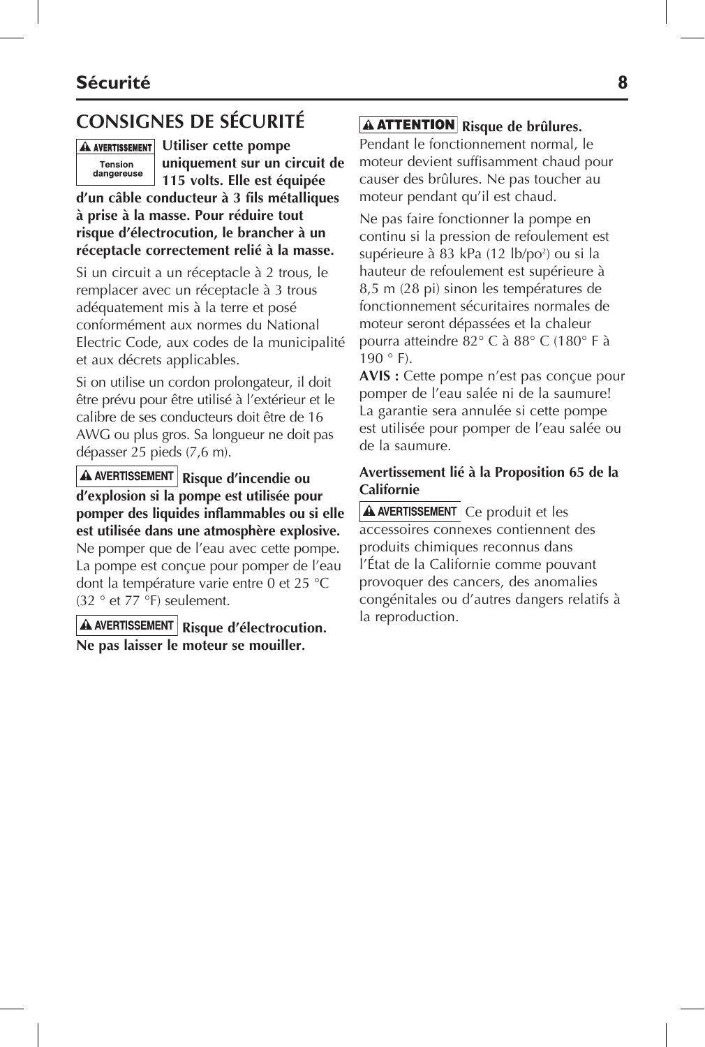## CONSIGNES DE SÉCURITÉ

**AVERTISSEMENT** Tension dangereuse **Utiliser cette pompe uniquement sur un circuit de 115 volts. Elle est équipée d'un câble conducteur à 3 fils métalliques à prise à la masse. Pour réduire tout risque d'électrocution, le brancher à un réceptacle correctement relié à la masse.**

Si un circuit a un réceptacle à 2 trous, le remplacer avec un réceptacle à 3 trous adéquatement mis à la terre et posé conformément aux normes du National Electric Code, aux codes de la municipalité et aux décrets applicables.

Si on utilise un cordon prolongateur, il doit être prévu pour être utilisé à l'extérieur et le calibre de ses conducteurs doit être de 16 AWG ou plus gros. Sa longueur ne doit pas dépasser 25 pieds (7,6 m).

**AVERTISSEMENT** **Risque d'incendie ou d'explosion si la pompe est utilisée pour pomper des liquides inflammables ou si elle est utilisée dans une atmosphère explosive.** Ne pomper que de l'eau avec cette pompe. La pompe est conçue pour pomper de l'eau dont la température varie entre 0 et 25 °C (32 ° et 77 °F) seulement.

**AVERTISSEMENT** **Risque d'électrocution. Ne pas laisser le moteur se mouiller.**

**ATTENTION** **Risque de brûlures.** Pendant le fonctionnement normal, le moteur devient suffisamment chaud pour causer des brûlures. Ne pas toucher au moteur pendant qu'il est chaud.

Ne pas faire fonctionner la pompe en continu si la pression de refoulement est supérieure à 83 kPa (12 lb/po²) ou si la hauteur de refoulement est supérieure à 8,5 m (28 pi) sinon les températures de fonctionnement sécuritaires normales de moteur seront dépassées et la chaleur pourra atteindre 82° C à 88° C (180° F à 190 ° F).

**AVIS :** Cette pompe n'est pas conçue pour pomper de l'eau salée ni de la saumure! La garantie sera annulée si cette pompe est utilisée pour pomper de l'eau salée ou de la saumure.

**Avertissement lié à la Proposition 65 de la Californie**

**AVERTISSEMENT** Ce produit et les accessoires connexes contiennent des produits chimiques reconnus dans l'État de la Californie comme pouvant provoquer des cancers, des anomalies congénitales ou d'autres dangers relatifs à la reproduction.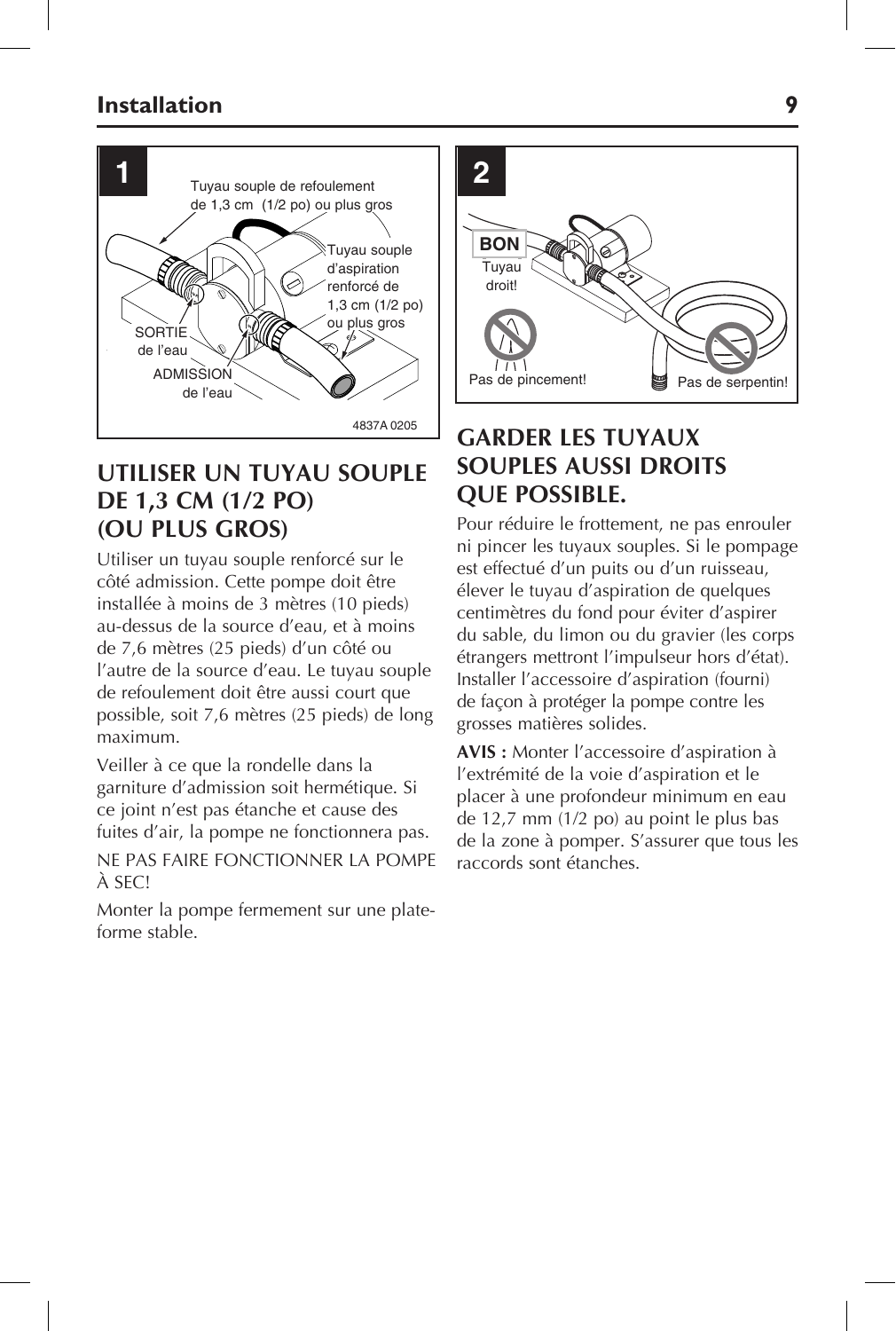## UTILISER UN TUYAU SOUPLE DE 1,3 CM (1/2 PO) (OU PLUS GROS)

Utiliser un tuyau souple renforcé sur le côté admission. Cette pompe doit être installée à moins de 3 mètres (10 pieds) au-dessus de la source d'eau, et à moins de 7,6 mètres (25 pieds) d'un côté ou l'autre de la source d'eau. Le tuyau souple de refoulement doit être aussi court que possible, soit 7,6 mètres (25 pieds) de long maximum.

Veiller à ce que la rondelle dans la garniture d'admission soit hermétique. Si ce joint n'est pas étanche et cause des fuites d'air, la pompe ne fonctionnera pas.

NE PAS FAIRE FONCTIONNER LA POMPE À SEC!

Monter la pompe fermement sur une plate-forme stable.

## GARDER LES TUYAUX SOUPLES AUSSI DROITS QUE POSSIBLE.

Pour réduire le frottement, ne pas enrouler ni pincer les tuyaux souples. Si le pompage est effectué d'un puits ou d'un ruisseau, élever le tuyau d'aspiration de quelques centimètres du fond pour éviter d'aspirer du sable, du limon ou du gravier (les corps étrangers mettront l'impulseur hors d'état). Installer l'accessoire d'aspiration (fourni) de façon à protéger la pompe contre les grosses matières solides.

**AVIS :** Monter l'accessoire d'aspiration à l'extrémité de la voie d'aspiration et le placer à une profondeur minimum en eau de 12,7 mm (1/2 po) au point le plus bas de la zone à pomper. S'assurer que tous les raccords sont étanches.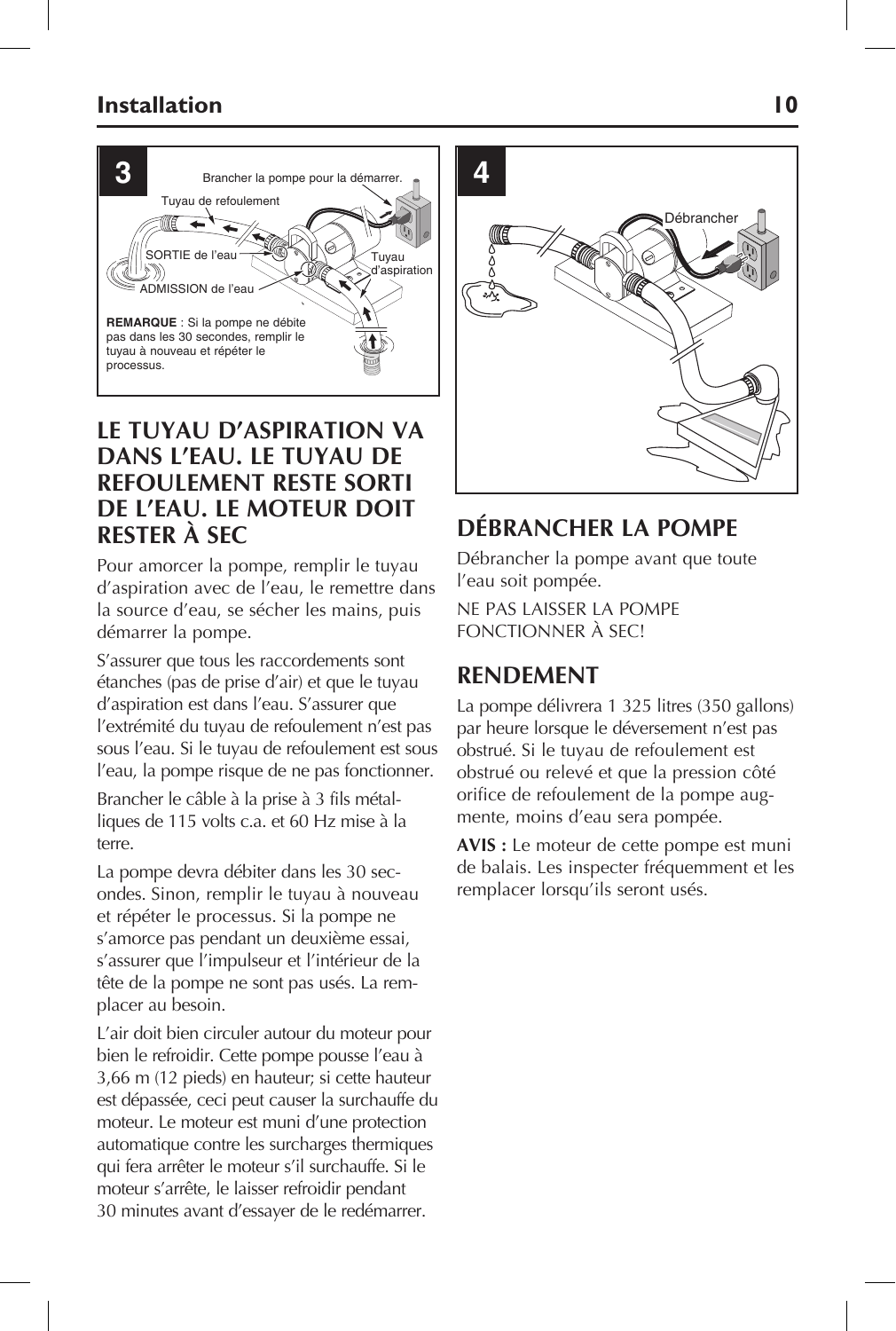## Installation

**3**

Brancher la pompe pour la démarrer.

Tuyau de refoulement

SORTIE de l'eau

Tuyau d'aspiration

ADMISSION de l'eau

**REMARQUE** : Si la pompe ne débite pas dans les 30 secondes, remplir le tuyau à nouveau et répéter le processus.

### LE TUYAU D'ASPIRATION VA DANS L'EAU. LE TUYAU DE REFOULEMENT RESTE SORTI DE L'EAU. LE MOTEUR DOIT RESTER À SEC

Pour amorcer la pompe, remplir le tuyau d'aspiration avec de l'eau, le remettre dans la source d'eau, se sécher les mains, puis démarrer la pompe.

S'assurer que tous les raccordements sont étanches (pas de prise d'air) et que le tuyau d'aspiration est dans l'eau. S'assurer que l'extrémité du tuyau de refoulement n'est pas sous l'eau. Si le tuyau de refoulement est sous l'eau, la pompe risque de ne pas fonctionner.

Brancher le câble à la prise à 3 fils métalliques de 115 volts c.a. et 60 Hz mise à la terre.

La pompe devra débiter dans les 30 secondes. Sinon, remplir le tuyau à nouveau et répéter le processus. Si la pompe ne s'amorce pas pendant un deuxième essai, s'assurer que l'impulseur et l'intérieur de la tête de la pompe ne sont pas usés. La remplacer au besoin.

L'air doit bien circuler autour du moteur pour bien le refroidir. Cette pompe pousse l'eau à 3,66 m (12 pieds) en hauteur; si cette hauteur est dépassée, ceci peut causer la surchauffe du moteur. Le moteur est muni d'une protection automatique contre les surcharges thermiques qui fera arrêter le moteur s'il surchauffe. Si le moteur s'arrête, le laisser refroidir pendant 30 minutes avant d'essayer de le redémarrer.

**4**

Débrancher

### DÉBRANCHER LA POMPE

Débrancher la pompe avant que toute l'eau soit pompée.

NE PAS LAISSER LA POMPE FONCTIONNER À SEC!

### RENDEMENT

La pompe délivrera 1 325 litres (350 gallons) par heure lorsque le déversement n'est pas obstrué. Si le tuyau de refoulement est obstrué ou relevé et que la pression côté orifice de refoulement de la pompe augmente, moins d'eau sera pompée.

**AVIS :** Le moteur de cette pompe est muni de balais. Les inspecter fréquemment et les remplacer lorsqu'ils seront usés.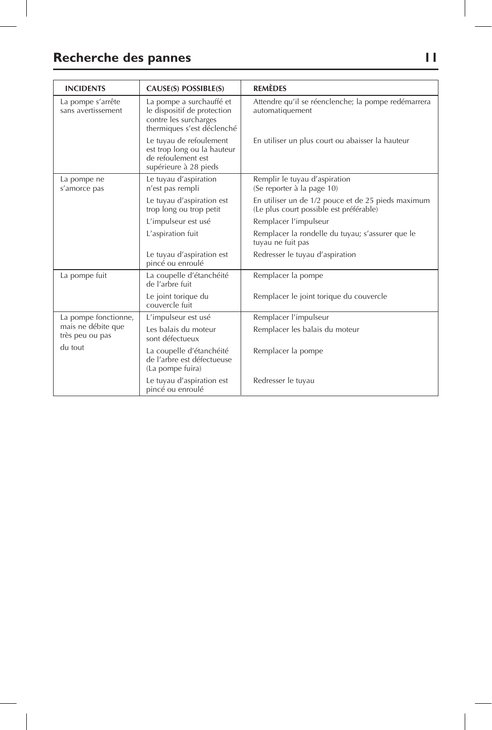## Recherche des pannes

| INCIDENTS | CAUSE(S) POSSIBLE(S) | REMÈDES |
|---|---|---|
| La pompe s'arrête sans avertissement | La pompe a surchauffé et le dispositif de protection contre les surcharges thermiques s'est déclenché | Attendre qu'il se réenclenche; la pompe redémarrera automatiquement |
| | Le tuyau de refoulement est trop long ou la hauteur de refoulement est supérieure à 28 pieds | En utiliser un plus court ou abaisser la hauteur |
| La pompe ne s'amorce pas | Le tuyau d'aspiration n'est pas rempli | Remplir le tuyau d'aspiration (Se reporter à la page 10) |
| | Le tuyau d'aspiration est trop long ou trop petit | En utiliser un de 1/2 pouce et de 25 pieds maximum (Le plus court possible est préférable) |
| | L'impulseur est usé | Remplacer l'impulseur |
| | L'aspiration fuit | Remplacer la rondelle du tuyau; s'assurer que le tuyau ne fuit pas |
| | Le tuyau d'aspiration est pincé ou enroulé | Redresser le tuyau d'aspiration |
| La pompe fuit | La coupelle d'étanchéité de l'arbre fuit | Remplacer la pompe |
| | Le joint torique du couvercle fuit | Remplacer le joint torique du couvercle |
| La pompe fonctionne, mais ne débite que très peu ou pas du tout | L'impulseur est usé | Remplacer l'impulseur |
| | Les balais du moteur sont défectueux | Remplacer les balais du moteur |
| | La coupelle d'étanchéité de l'arbre est défectueuse (La pompe fuira) | Remplacer la pompe |
| | Le tuyau d'aspiration est pincé ou enroulé | Redresser le tuyau |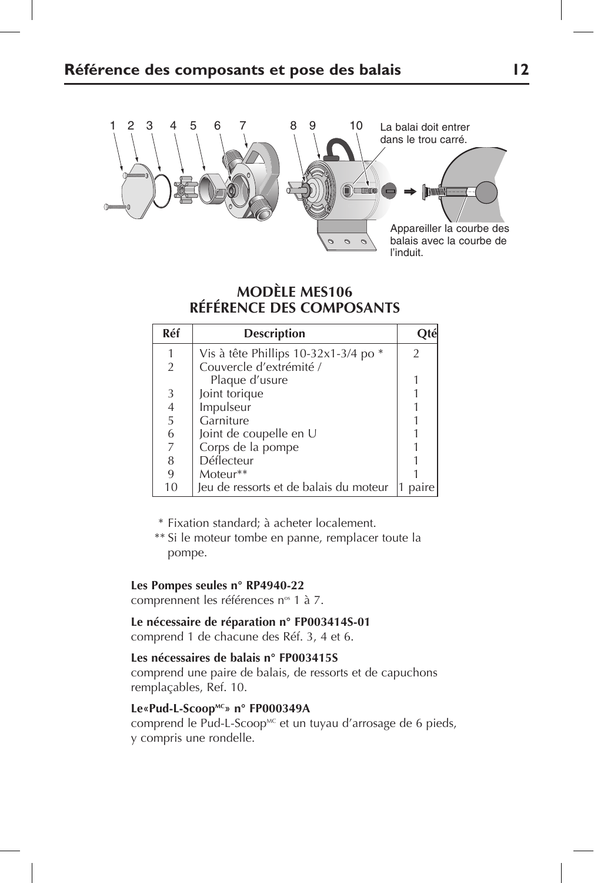## Référence des composants et pose des balais

1 2 3 4 5 6 7 8 9 10

La balai doit entrer dans le trou carré.

Appareiller la courbe des balais avec la courbe de l'induit.

### MODÈLE MES106
### RÉFÉRENCE DES COMPOSANTS

| Réf | Description | Qté |
|---|---|---|
| 1 | Vis à tête Phillips 10-32x1-3/4 po * | 2 |
| 2 | Couvercle d'extrémité / Plaque d'usure | 1 |
| 3 | Joint torique | 1 |
| 4 | Impulseur | 1 |
| 5 | Garniture | 1 |
| 6 | Joint de coupelle en U | 1 |
| 7 | Corps de la pompe | 1 |
| 8 | Déflecteur | 1 |
| 9 | Moteur** | 1 |
| 10 | Jeu de ressorts et de balais du moteur | 1 paire |

\* Fixation standard; à acheter localement.

\*\* Si le moteur tombe en panne, remplacer toute la pompe.

**Les Pompes seules n° RP4940-22**
comprennent les références n[os] 1 à 7.

**Le nécessaire de réparation n° FP003414S-01**
comprend 1 de chacune des Réf. 3, 4 et 6.

**Les nécessaires de balais n° FP003415S**
comprend une paire de balais, de ressorts et de capuchons remplaçables, Réf. 10.

**Le«Pud-L-Scoop[MC]» n° FP000349A**
comprend le Pud-L-Scoop[MC] et un tuyau d'arrosage de 6 pieds, y compris une rondelle.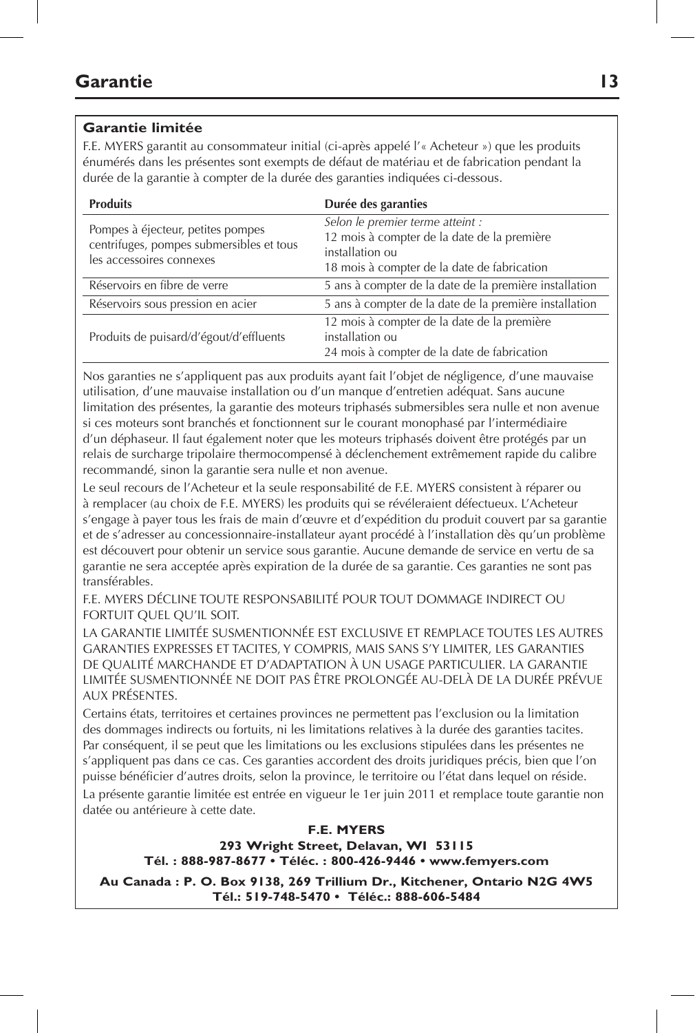# Garantie

## Garantie limitée

F.E. MYERS garantit au consommateur initial (ci-après appelé l'« Acheteur ») que les produits énumérés dans les présentes sont exempts de défaut de matériau et de fabrication pendant la durée de la garantie à compter de la durée des garanties indiquées ci-dessous.

| Produits | Durée des garanties |
|---|---|
| Pompes à éjecteur, petites pompes centrifuges, pompes submersibles et tous les accessoires connexes | *Selon le premier terme atteint :* 12 mois à compter de la date de la première installation ou 18 mois à compter de la date de fabrication |
| Réservoirs en fibre de verre | 5 ans à compter de la date de la première installation |
| Réservoirs sous pression en acier | 5 ans à compter de la date de la première installation |
| Produits de puisard/d'égout/d'effluents | 12 mois à compter de la date de la première installation ou 24 mois à compter de la date de fabrication |

Nos garanties ne s'appliquent pas aux produits ayant fait l'objet de négligence, d'une mauvaise utilisation, d'une mauvaise installation ou d'un manque d'entretien adéquat. Sans aucune limitation des présentes, la garantie des moteurs triphasés submersibles sera nulle et non avenue si ces moteurs sont branchés et fonctionnent sur le courant monophasé par l'intermédiaire d'un déphaseur. Il faut également noter que les moteurs triphasés doivent être protégés par un relais de surcharge tripolaire thermocompensé à déclenchement extrêmement rapide du calibre recommandé, sinon la garantie sera nulle et non avenue.

Le seul recours de l'Acheteur et la seule responsabilité de F.E. MYERS consistent à réparer ou à remplacer (au choix de F.E. MYERS) les produits qui se révéleraient défectueux. L'Acheteur s'engage à payer tous les frais de main d'œuvre et d'expédition du produit couvert par sa garantie et de s'adresser au concessionnaire-installateur ayant procédé à l'installation dès qu'un problème est découvert pour obtenir un service sous garantie. Aucune demande de service en vertu de sa garantie ne sera acceptée après expiration de la durée de sa garantie. Ces garanties ne sont pas transférables.

F.E. MYERS DÉCLINE TOUTE RESPONSABILITÉ POUR TOUT DOMMAGE INDIRECT OU FORTUIT QUEL QU'IL SOIT.

LA GARANTIE LIMITÉE SUSMENTIONNÉE EST EXCLUSIVE ET REMPLACE TOUTES LES AUTRES GARANTIES EXPRESSES ET TACITES, Y COMPRIS, MAIS SANS S'Y LIMITER, LES GARANTIES DE QUALITÉ MARCHANDE ET D'ADAPTATION À UN USAGE PARTICULIER. LA GARANTIE LIMITÉE SUSMENTIONNÉE NE DOIT PAS ÊTRE PROLONGÉE AU-DELÀ DE LA DURÉE PRÉVUE AUX PRÉSENTES.

Certains états, territoires et certaines provinces ne permettent pas l'exclusion ou la limitation des dommages indirects ou fortuits, ni les limitations relatives à la durée des garanties tacites. Par conséquent, il se peut que les limitations ou les exclusions stipulées dans les présentes ne s'appliquent pas dans ce cas. Ces garanties accordent des droits juridiques précis, bien que l'on puisse bénéficier d'autres droits, selon la province, le territoire ou l'état dans lequel on réside.

La présente garantie limitée est entrée en vigueur le 1er juin 2011 et remplace toute garantie non datée ou antérieure à cette date.

**F.E. MYERS**
**293 Wright Street, Delavan, WI 53115**
**Tél. : 888-987-8677 • Téléc. : 800-426-9446 • www.femyers.com**

**Au Canada : P. O. Box 9138, 269 Trillium Dr., Kitchener, Ontario N2G 4W5**
**Tél.: 519-748-5470 • Téléc.: 888-606-5484**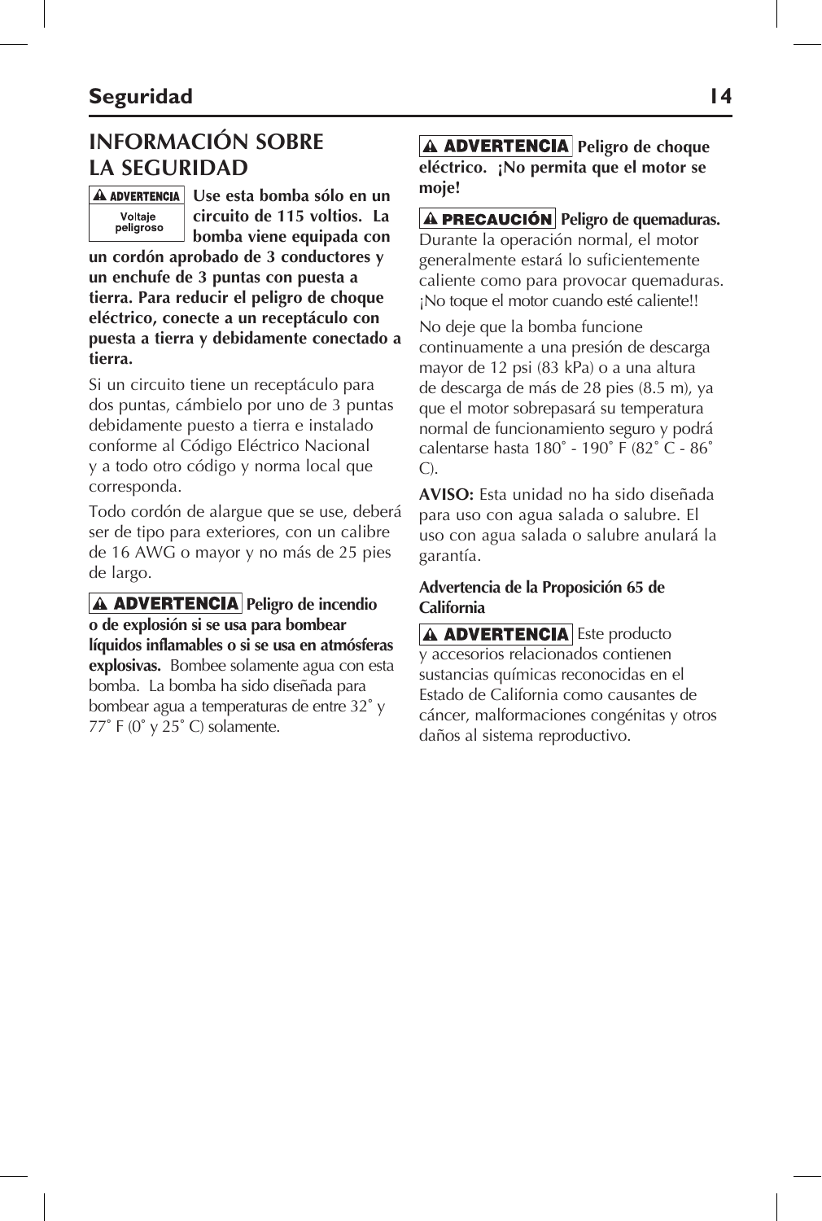## INFORMACIÓN SOBRE LA SEGURIDAD

**⚠ ADVERTENCIA** Voltaje peligroso **Use esta bomba sólo en un circuito de 115 voltios. La bomba viene equipada con un cordón aprobado de 3 conductores y un enchufe de 3 puntas con puesta a tierra. Para reducir el peligro de choque eléctrico, conecte a un receptáculo con puesta a tierra y debidamente conectado a tierra.**

Si un circuito tiene un receptáculo para dos puntas, cámbielo por uno de 3 puntas debidamente puesto a tierra e instalado conforme al Código Eléctrico Nacional y a todo otro código y norma local que corresponda.

Todo cordón de alargue que se use, deberá ser de tipo para exteriores, con un calibre de 16 AWG o mayor y no más de 25 pies de largo.

**⚠ ADVERTENCIA** **Peligro de incendio o de explosión si se usa para bombear líquidos inflamables o si se usa en atmósferas explosivas.** Bombee solamente agua con esta bomba. La bomba ha sido diseñada para bombear agua a temperaturas de entre 32˚ y 77˚ F (0˚ y 25˚ C) solamente.

**⚠ ADVERTENCIA** **Peligro de choque eléctrico. ¡No permita que el motor se moje!**

**⚠ PRECAUCIÓN** **Peligro de quemaduras.** Durante la operación normal, el motor generalmente estará lo suficientemente caliente como para provocar quemaduras. ¡No toque el motor cuando esté caliente!!

No deje que la bomba funcione continuamente a una presión de descarga mayor de 12 psi (83 kPa) o a una altura de descarga de más de 28 pies (8.5 m), ya que el motor sobrepasará su temperatura normal de funcionamiento seguro y podrá calentarse hasta 180˚ - 190˚ F (82˚ C - 86˚ C).

**AVISO:** Esta unidad no ha sido diseñada para uso con agua salada o salubre. El uso con agua salada o salubre anulará la garantía.

**Advertencia de la Proposición 65 de California**

**⚠ ADVERTENCIA** Este producto y accesorios relacionados contienen sustancias químicas reconocidas en el Estado de California como causantes de cáncer, malformaciones congénitas y otros daños al sistema reproductivo.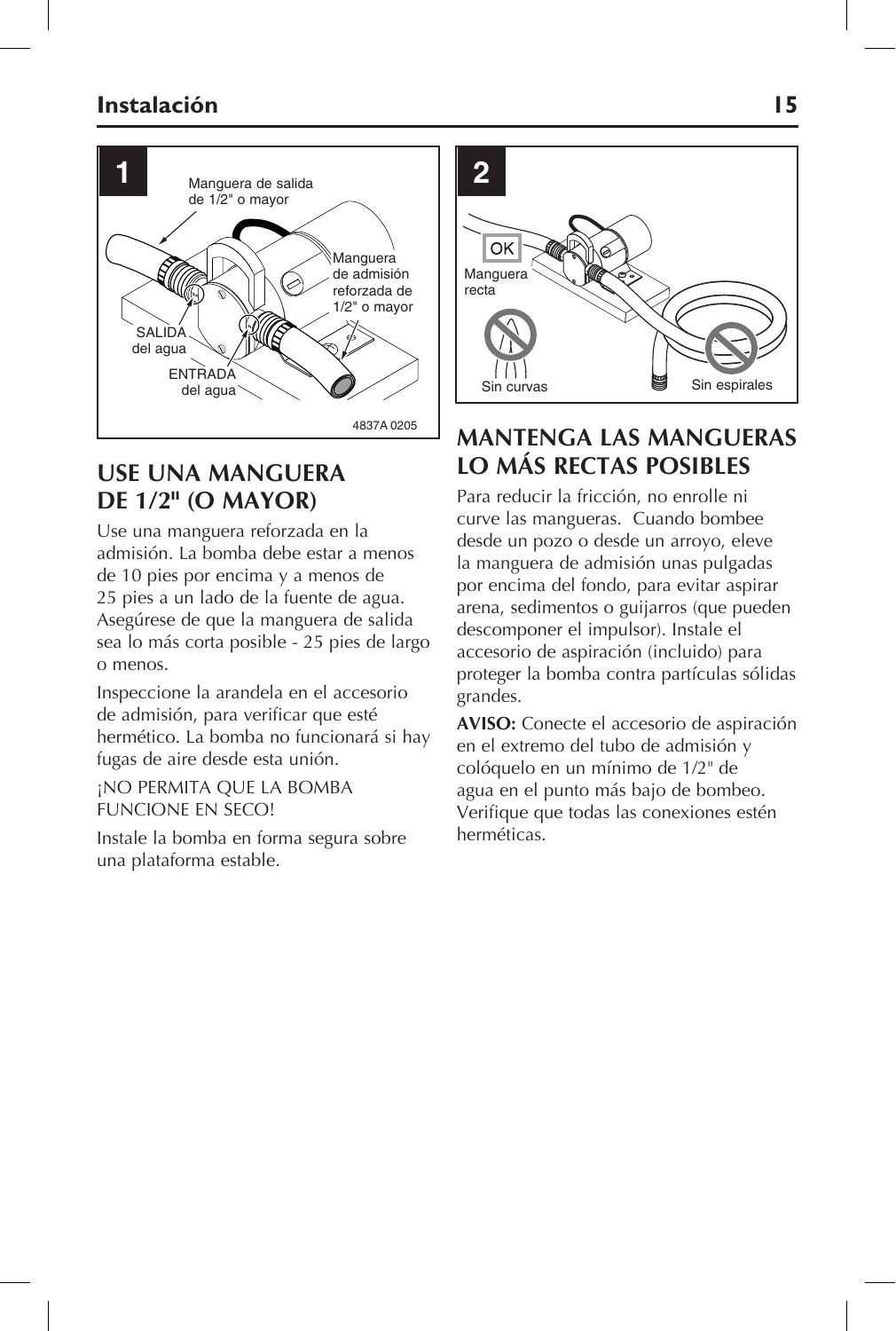## USE UNA MANGUERA DE 1/2" (O MAYOR)

Use una manguera reforzada en la admisión. La bomba debe estar a menos de 10 pies por encima y a menos de 25 pies a un lado de la fuente de agua. Asegúrese de que la manguera de salida sea lo más corta posible - 25 pies de largo o menos.

Inspeccione la arandela en el accesorio de admisión, para verificar que esté hermético. La bomba no funcionará si hay fugas de aire desde esta unión.

¡NO PERMITA QUE LA BOMBA FUNCIONE EN SECO!

Instale la bomba en forma segura sobre una plataforma estable.

## MANTENGA LAS MANGUERAS LO MÁS RECTAS POSIBLES

Para reducir la fricción, no enrolle ni curve las mangueras. Cuando bombee desde un pozo o desde un arroyo, eleve la manguera de admisión unas pulgadas por encima del fondo, para evitar aspirar arena, sedimentos o guijarros (que pueden descomponer el impulsor). Instale el accesorio de aspiración (incluido) para proteger la bomba contra partículas sólidas grandes.

**AVISO:** Conecte el accesorio de aspiración en el extremo del tubo de admisión y colóquelo en un mínimo de 1/2" de agua en el punto más bajo de bombeo. Verifique que todas las conexiones estén herméticas.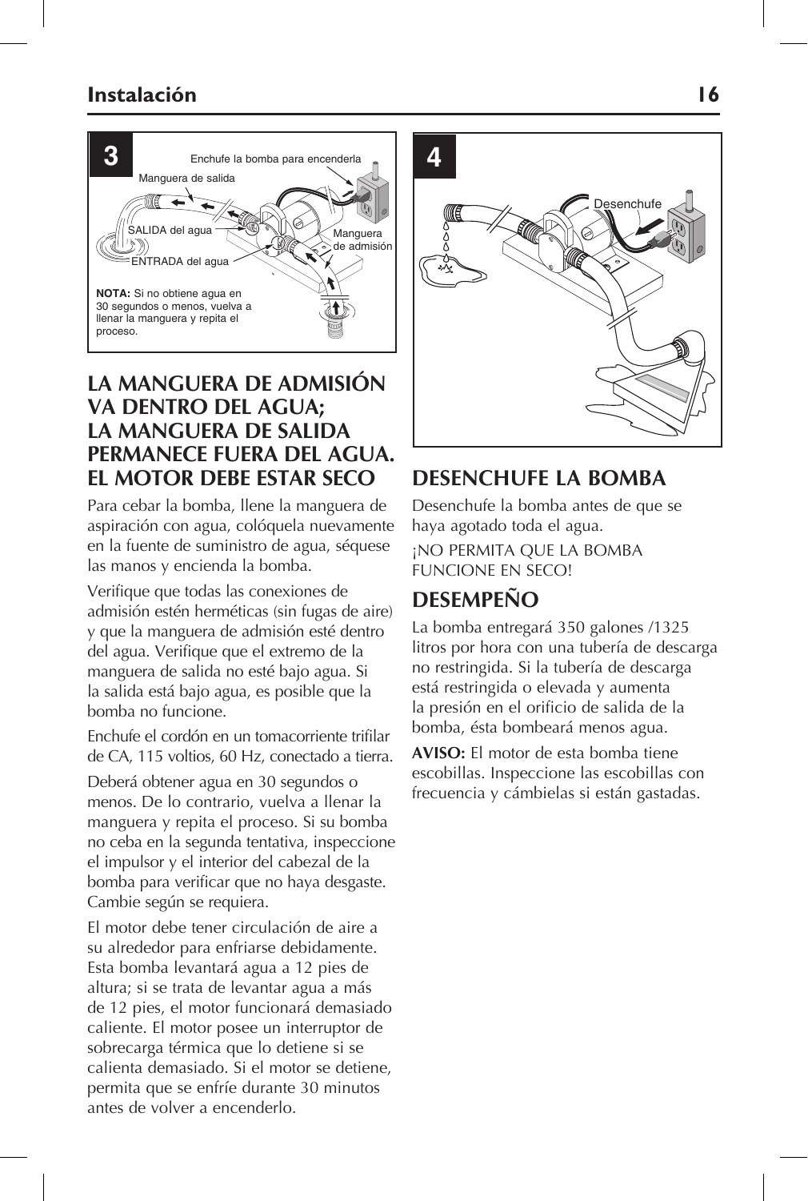3

Enchufe la bomba para encenderla

Manguera de salida

SALIDA del agua

Manguera de admisión

ENTRADA del agua

**NOTA:** Si no obtiene agua en 30 segundos o menos, vuelva a llenar la manguera y repita el proceso.

## LA MANGUERA DE ADMISIÓN VA DENTRO DEL AGUA; LA MANGUERA DE SALIDA PERMANECE FUERA DEL AGUA. EL MOTOR DEBE ESTAR SECO

Para cebar la bomba, llene la manguera de aspiración con agua, colóquela nuevamente en la fuente de suministro de agua, séquese las manos y encienda la bomba.

Verifique que todas las conexiones de admisión estén herméticas (sin fugas de aire) y que la manguera de admisión esté dentro del agua. Verifique que el extremo de la manguera de salida no esté bajo agua. Si la salida está bajo agua, es posible que la bomba no funcione.

Enchufe el cordón en un tomacorriente trifilar de CA, 115 voltios, 60 Hz, conectado a tierra.

Deberá obtener agua en 30 segundos o menos. De lo contrario, vuelva a llenar la manguera y repita el proceso. Si su bomba no ceba en la segunda tentativa, inspeccione el impulsor y el interior del cabezal de la bomba para verificar que no haya desgaste. Cambie según se requiera.

El motor debe tener circulación de aire a su alrededor para enfriarse debidamente. Esta bomba levantará agua a 12 pies de altura; si se trata de levantar agua a más de 12 pies, el motor funcionará demasiado caliente. El motor posee un interruptor de sobrecarga térmica que lo detiene si se calienta demasiado. Si el motor se detiene, permita que se enfríe durante 30 minutos antes de volver a encenderlo.

4

Desenchufe

## DESENCHUFE LA BOMBA

Desenchufe la bomba antes de que se haya agotado toda el agua.

¡NO PERMITA QUE LA BOMBA FUNCIONE EN SECO!

## DESEMPEÑO

La bomba entregará 350 galones /1325 litros por hora con una tubería de descarga no restringida. Si la tubería de descarga está restringida o elevada y aumenta la presión en el orificio de salida de la bomba, ésta bombeará menos agua.

**AVISO:** El motor de esta bomba tiene escobillas. Inspeccione las escobillas con frecuencia y cámbielas si están gastadas.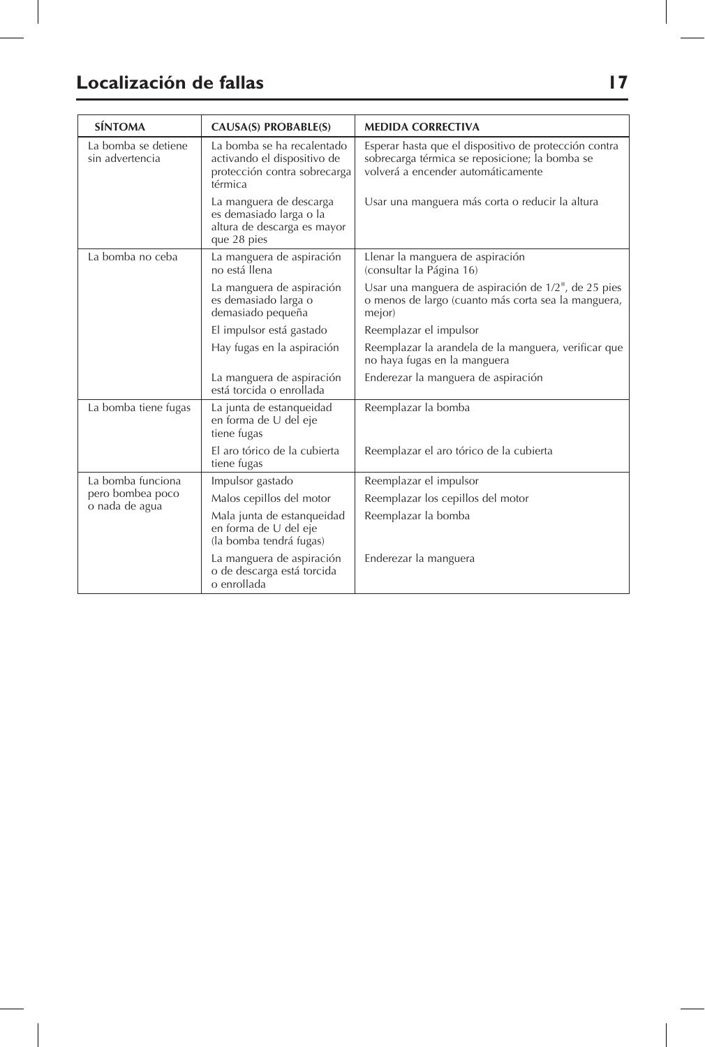# Localización de fallas

| SÍNTOMA | CAUSA(S) PROBABLE(S) | MEDIDA CORRECTIVA |
|---|---|---|
| La bomba se detiene sin advertencia | La bomba se ha recalentado activando el dispositivo de protección contra sobrecarga térmica | Esperar hasta que el dispositivo de protección contra sobrecarga térmica se reposicione; la bomba se volverá a encender automáticamente |
| | La manguera de descarga es demasiado larga o la altura de descarga es mayor que 28 pies | Usar una manguera más corta o reducir la altura |
| La bomba no ceba | La manguera de aspiración no está llena | Llenar la manguera de aspiración (consultar la Página 16) |
| | La manguera de aspiración es demasiado larga o demasiado pequeña | Usar una manguera de aspiración de 1/2", de 25 pies o menos de largo (cuanto más corta sea la manguera, mejor) |
| | El impulsor está gastado | Reemplazar el impulsor |
| | Hay fugas en la aspiración | Reemplazar la arandela de la manguera, verificar que no haya fugas en la manguera |
| | La manguera de aspiración está torcida o enrollada | Enderezar la manguera de aspiración |
| La bomba tiene fugas | La junta de estanqueidad en forma de U del eje tiene fugas | Reemplazar la bomba |
| | El aro tórico de la cubierta tiene fugas | Reemplazar el aro tórico de la cubierta |
| La bomba funciona pero bombea poco o nada de agua | Impulsor gastado | Reemplazar el impulsor |
| | Malos cepillos del motor | Reemplazar los cepillos del motor |
| | Mala junta de estanqueidad en forma de U del eje (la bomba tendrá fugas) | Reemplazar la bomba |
| | La manguera de aspiración o de descarga está torcida o enrollada | Enderezar la manguera |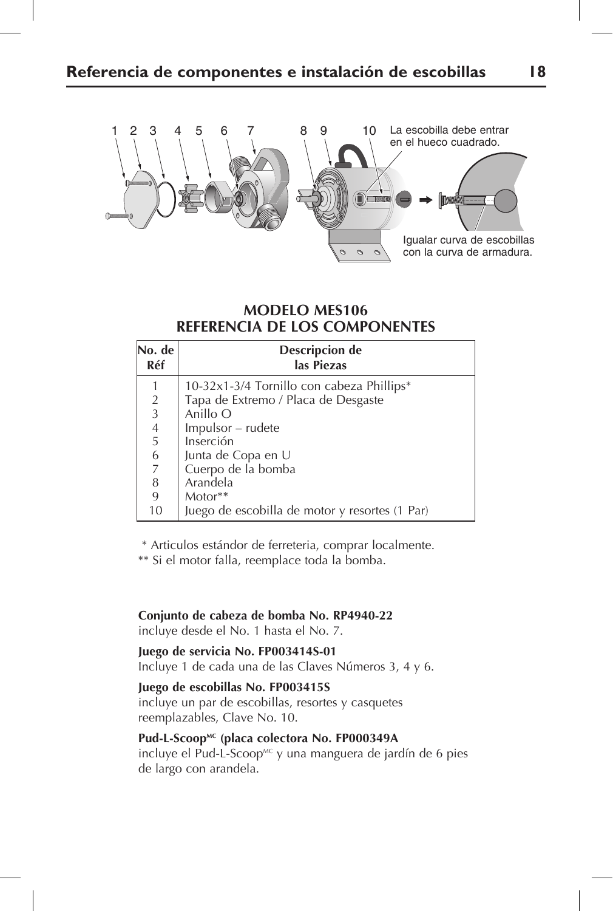## Referencia de componentes e instalación de escobillas

1 2 3 4 5 6 7 8 9 10

La escobilla debe entrar en el hueco cuadrado.

Igualar curva de escobillas con la curva de armadura.

### MODELO MES106
### REFERENCIA DE LOS COMPONENTES

| No. de Réf | Descripcion de las Piezas |
|---|---|
| 1 | 10-32x1-3/4 Tornillo con cabeza Phillips* |
| 2 | Tapa de Extremo / Placa de Desgaste |
| 3 | Anillo O |
| 4 | Impulsor – rudete |
| 5 | Inserción |
| 6 | Junta de Copa en U |
| 7 | Cuerpo de la bomba |
| 8 | Arandela |
| 9 | Motor** |
| 10 | Juego de escobilla de motor y resortes (1 Par) |

 * Articulos estándor de ferreteria, comprar localmente.

** Si el motor falla, reemplace toda la bomba.

**Conjunto de cabeza de bomba No. RP4940-22**
incluye desde el No. 1 hasta el No. 7.

**Juego de servicia No. FP003414S-01**
Incluye 1 de cada una de las Claves Números 3, 4 y 6.

**Juego de escobillas No. FP003415S**
incluye un par de escobillas, resortes y casquetes reemplazables, Clave No. 10.

**Pud-L-Scoop[MC] (placa colectora No. FP000349A**
incluye el Pud-L-Scoop[MC] y una manguera de jardín de 6 pies de largo con arandela.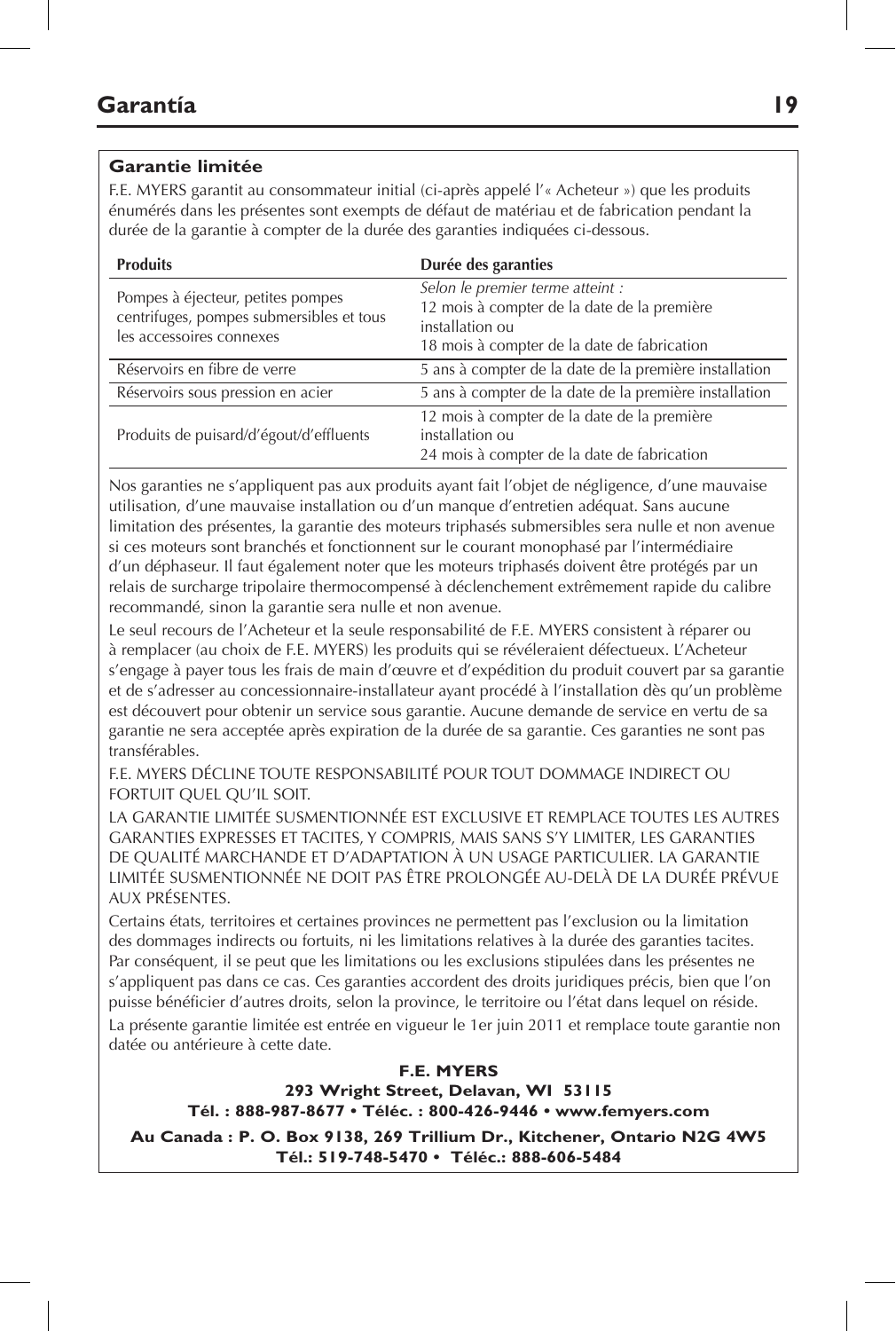## Garantie limitée

F.E. MYERS garantit au consommateur initial (ci-après appelé l'« Acheteur ») que les produits énumérés dans les présentes sont exempts de défaut de matériau et de fabrication pendant la durée de la garantie à compter de la durée des garanties indiquées ci-dessous.

| Produits | Durée des garanties |
|---|---|
| Pompes à éjecteur, petites pompes centrifuges, pompes submersibles et tous les accessoires connexes | *Selon le premier terme atteint :* 12 mois à compter de la date de la première installation ou 18 mois à compter de la date de fabrication |
| Réservoirs en fibre de verre | 5 ans à compter de la date de la première installation |
| Réservoirs sous pression en acier | 5 ans à compter de la date de la première installation |
| Produits de puisard/d'égout/d'effluents | 12 mois à compter de la date de la première installation ou 24 mois à compter de la date de fabrication |

Nos garanties ne s'appliquent pas aux produits ayant fait l'objet de négligence, d'une mauvaise utilisation, d'une mauvaise installation ou d'un manque d'entretien adéquat. Sans aucune limitation des présentes, la garantie des moteurs triphasés submersibles sera nulle et non avenue si ces moteurs sont branchés et fonctionnent sur le courant monophasé par l'intermédiaire d'un déphaseur. Il faut également noter que les moteurs triphasés doivent être protégés par un relais de surcharge tripolaire thermocompensé à déclenchement extrêmement rapide du calibre recommandé, sinon la garantie sera nulle et non avenue.

Le seul recours de l'Acheteur et la seule responsabilité de F.E. MYERS consistent à réparer ou à remplacer (au choix de F.E. MYERS) les produits qui se révéleraient défectueux. L'Acheteur s'engage à payer tous les frais de main d'œuvre et d'expédition du produit couvert par sa garantie et de s'adresser au concessionnaire-installateur ayant procédé à l'installation dès qu'un problème est découvert pour obtenir un service sous garantie. Aucune demande de service en vertu de sa garantie ne sera acceptée après expiration de la durée de sa garantie. Ces garanties ne sont pas transférables.

F.E. MYERS DÉCLINE TOUTE RESPONSABILITÉ POUR TOUT DOMMAGE INDIRECT OU FORTUIT QUEL QU'IL SOIT.

LA GARANTIE LIMITÉE SUSMENTIONNÉE EST EXCLUSIVE ET REMPLACE TOUTES LES AUTRES GARANTIES EXPRESSES ET TACITES, Y COMPRIS, MAIS SANS S'Y LIMITER, LES GARANTIES DE QUALITÉ MARCHANDE ET D'ADAPTATION À UN USAGE PARTICULIER. LA GARANTIE LIMITÉE SUSMENTIONNÉE NE DOIT PAS ÊTRE PROLONGÉE AU-DELÀ DE LA DURÉE PRÉVUE AUX PRÉSENTES.

Certains états, territoires et certaines provinces ne permettent pas l'exclusion ou la limitation des dommages indirects ou fortuits, ni les limitations relatives à la durée des garanties tacites. Par conséquent, il se peut que les limitations ou les exclusions stipulées dans les présentes ne s'appliquent pas dans ce cas. Ces garanties accordent des droits juridiques précis, bien que l'on puisse bénéficier d'autres droits, selon la province, le territoire ou l'état dans lequel on réside.

La présente garantie limitée est entrée en vigueur le 1er juin 2011 et remplace toute garantie non datée ou antérieure à cette date.

**F.E. MYERS**
**293 Wright Street, Delavan, WI 53115**
**Tél. : 888-987-8677 • Téléc. : 800-426-9446 • www.femyers.com**

**Au Canada : P. O. Box 9138, 269 Trillium Dr., Kitchener, Ontario N2G 4W5**
**Tél.: 519-748-5470 • Téléc.: 888-606-5484**